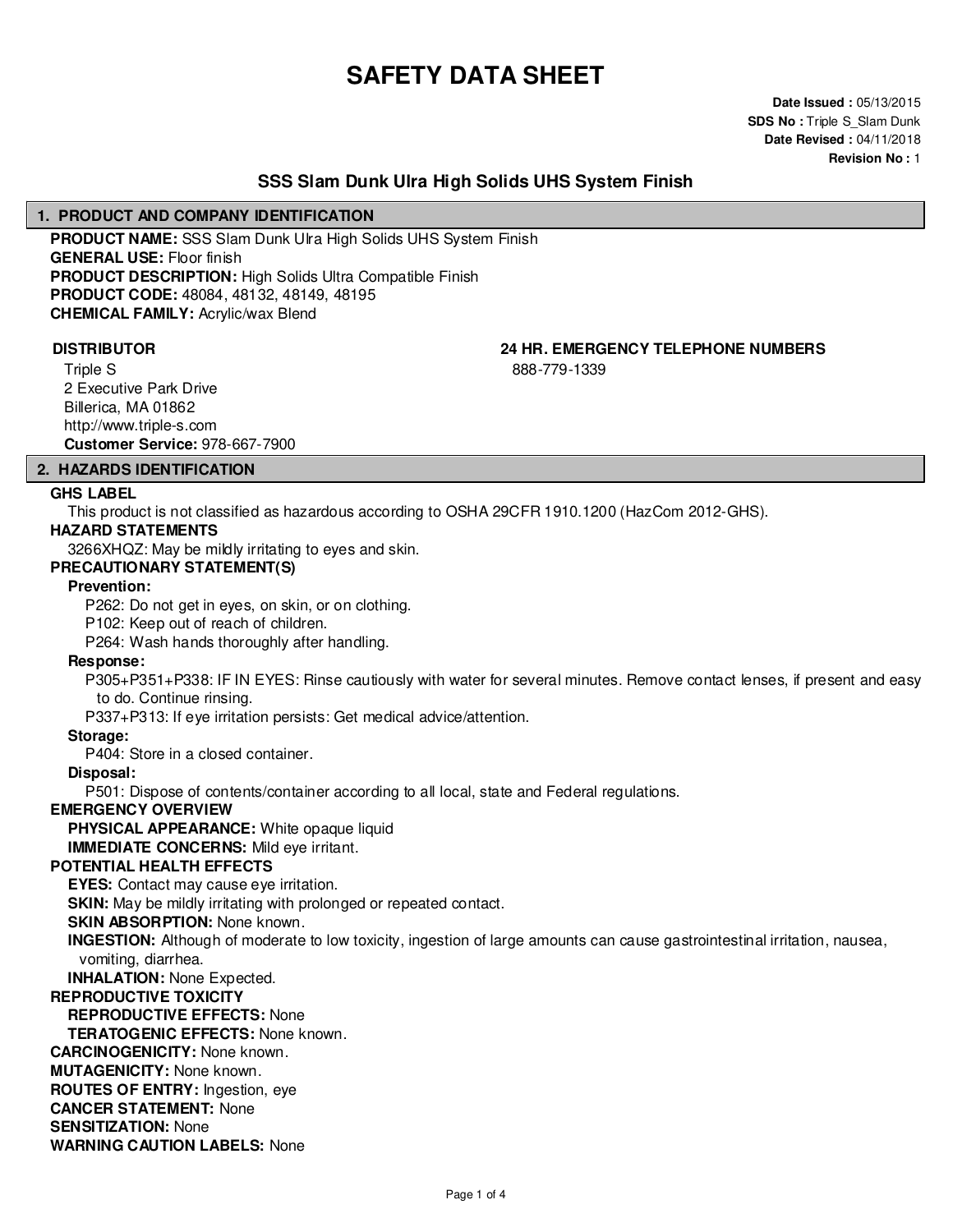# SAFETY DATA SHEET

**Date Issued :** 05/13/2015
**SDS No :** Triple S_Slam Dunk
**Date Revised :** 04/11/2018
**Revision No :** 1

## SSS Slam Dunk Ultra High Solids UHS System Finish

## 1. PRODUCT AND COMPANY IDENTIFICATION

**PRODUCT NAME:** SSS Slam Dunk Ulra High Solids UHS System Finish
**GENERAL USE:** Floor finish
**PRODUCT DESCRIPTION:** High Solids Ultra Compatible Finish
**PRODUCT CODE:** 48084, 48132, 48149, 48195
**CHEMICAL FAMILY:** Acrylic/wax Blend

**DISTRIBUTOR**

Triple S
2 Executive Park Drive
Billerica, MA 01862
http://www.triple-s.com
**Customer Service:** 978-667-7900

**24 HR. EMERGENCY TELEPHONE NUMBERS**

888-779-1339

## 2. HAZARDS IDENTIFICATION

**GHS LABEL**

This product is not classified as hazardous according to OSHA 29CFR 1910.1200 (HazCom 2012-GHS).

**HAZARD STATEMENTS**

3266XHQZ: May be mildly irritating to eyes and skin.

**PRECAUTIONARY STATEMENT(S)**

**Prevention:**

P262: Do not get in eyes, on skin, or on clothing.
P102: Keep out of reach of children.
P264: Wash hands thoroughly after handling.

**Response:**

P305+P351+P338: IF IN EYES: Rinse cautiously with water for several minutes. Remove contact lenses, if present and easy to do. Continue rinsing.
P337+P313: If eye irritation persists: Get medical advice/attention.

**Storage:**

P404: Store in a closed container.

**Disposal:**

P501: Dispose of contents/container according to all local, state and Federal regulations.

**EMERGENCY OVERVIEW**

**PHYSICAL APPEARANCE:** White opaque liquid
**IMMEDIATE CONCERNS:** Mild eye irritant.

**POTENTIAL HEALTH EFFECTS**

**EYES:** Contact may cause eye irritation.
**SKIN:** May be mildly irritating with prolonged or repeated contact.
**SKIN ABSORPTION:** None known.
**INGESTION:** Although of moderate to low toxicity, ingestion of large amounts can cause gastrointestinal irritation, nausea, vomiting, diarrhea.
**INHALATION:** None Expected.

**REPRODUCTIVE TOXICITY**

**REPRODUCTIVE EFFECTS:** None
**TERATOGENIC EFFECTS:** None known.

**CARCINOGENICITY:** None known.
**MUTAGENICITY:** None known.
**ROUTES OF ENTRY:** Ingestion, eye
**CANCER STATEMENT:** None
**SENSITIZATION:** None
**WARNING CAUTION LABELS:** None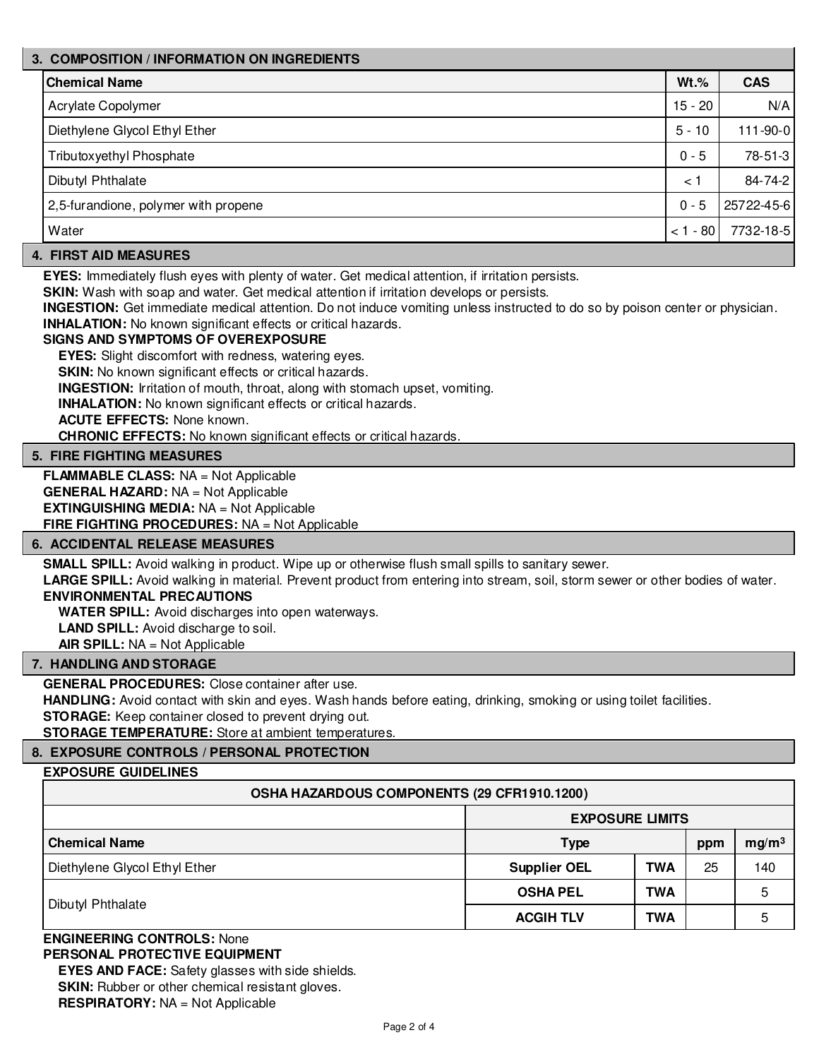## 3. COMPOSITION / INFORMATION ON INGREDIENTS

| Chemical Name | Wt.% | CAS |
|---|---|---|
| Acrylate Copolymer | 15 - 20 | N/A |
| Diethylene Glycol Ethyl Ether | 5 - 10 | 111-90-0 |
| Tributoxyethyl Phosphate | 0 - 5 | 78-51-3 |
| Dibutyl Phthalate | < 1 | 84-74-2 |
| 2,5-furandione, polymer with propene | 0 - 5 | 25722-45-6 |
| Water | < 1 - 80 | 7732-18-5 |

## 4. FIRST AID MEASURES

**EYES:** Immediately flush eyes with plenty of water. Get medical attention, if irritation persists.
**SKIN:** Wash with soap and water. Get medical attention if irritation develops or persists.
**INGESTION:** Get immediate medical attention. Do not induce vomiting unless instructed to do so by poison center or physician.
**INHALATION:** No known significant effects or critical hazards.

**SIGNS AND SYMPTOMS OF OVEREXPOSURE**

**EYES:** Slight discomfort with redness, watering eyes.
**SKIN:** No known significant effects or critical hazards.
**INGESTION:** Irritation of mouth, throat, along with stomach upset, vomiting.
**INHALATION:** No known significant effects or critical hazards.
**ACUTE EFFECTS:** None known.
**CHRONIC EFFECTS:** No known significant effects or critical hazards.

## 5. FIRE FIGHTING MEASURES

**FLAMMABLE CLASS:** NA = Not Applicable
**GENERAL HAZARD:** NA = Not Applicable
**EXTINGUISHING MEDIA:** NA = Not Applicable
**FIRE FIGHTING PROCEDURES:** NA = Not Applicable

## 6. ACCIDENTAL RELEASE MEASURES

**SMALL SPILL:** Avoid walking in product. Wipe up or otherwise flush small spills to sanitary sewer.
**LARGE SPILL:** Avoid walking in material. Prevent product from entering into stream, soil, storm sewer or other bodies of water.

**ENVIRONMENTAL PRECAUTIONS**

**WATER SPILL:** Avoid discharges into open waterways.
**LAND SPILL:** Avoid discharge to soil.
**AIR SPILL:** NA = Not Applicable

## 7. HANDLING AND STORAGE

**GENERAL PROCEDURES:** Close container after use.
**HANDLING:** Avoid contact with skin and eyes. Wash hands before eating, drinking, smoking or using toilet facilities.
**STORAGE:** Keep container closed to prevent drying out.
**STORAGE TEMPERATURE:** Store at ambient temperatures.

## 8. EXPOSURE CONTROLS / PERSONAL PROTECTION

**EXPOSURE GUIDELINES**

| OSHA HAZARDOUS COMPONENTS (29 CFR1910.1200) | | | | |
|---|---|---|---|---|
| | EXPOSURE LIMITS | | | |
| Chemical Name | Type | | ppm | $mg/m^3$ |
| Diethylene Glycol Ethyl Ether | Supplier OEL | TWA | 25 | 140 |
| Dibutyl Phthalate | OSHA PEL | TWA | | 5 |
| | ACGIH TLV | TWA | | 5 |

**ENGINEERING CONTROLS:** None

**PERSONAL PROTECTIVE EQUIPMENT**

**EYES AND FACE:** Safety glasses with side shields.
**SKIN:** Rubber or other chemical resistant gloves.
**RESPIRATORY:** NA = Not Applicable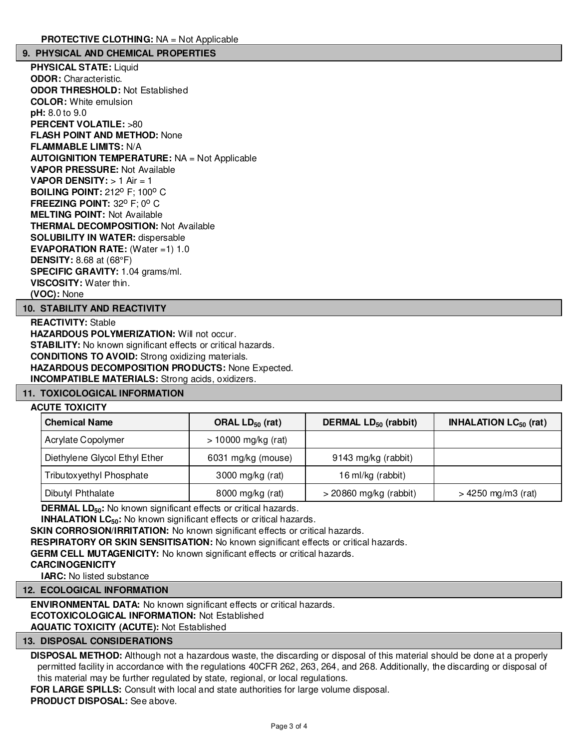**PROTECTIVE CLOTHING:** NA = Not Applicable

## 9. PHYSICAL AND CHEMICAL PROPERTIES

**PHYSICAL STATE:** Liquid
**ODOR:** Characteristic.
**ODOR THRESHOLD:** Not Established
**COLOR:** White emulsion
**pH:** 8.0 to 9.0
**PERCENT VOLATILE:** >80
**FLASH POINT AND METHOD:** None
**FLAMMABLE LIMITS:** N/A
**AUTOIGNITION TEMPERATURE:** NA = Not Applicable
**VAPOR PRESSURE:** Not Available
**VAPOR DENSITY:** > 1 Air = 1
**BOILING POINT:** 212$^{o}$ F; 100$^{o}$ C
**FREEZING POINT:** 32$^{o}$ F; 0$^{o}$ C
**MELTING POINT:** Not Available
**THERMAL DECOMPOSITION:** Not Available
**SOLUBILITY IN WATER:** dispersable
**EVAPORATION RATE:** (Water =1) 1.0
**DENSITY:** 8.68 at (68°F)
**SPECIFIC GRAVITY:** 1.04 grams/ml.
**VISCOSITY:** Water thin.
**(VOC):** None

## 10. STABILITY AND REACTIVITY

**REACTIVITY:** Stable
**HAZARDOUS POLYMERIZATION:** Will not occur.
**STABILITY:** No known significant effects or critical hazards.
**CONDITIONS TO AVOID:** Strong oxidizing materials.
**HAZARDOUS DECOMPOSITION PRODUCTS:** None Expected.
**INCOMPATIBLE MATERIALS:** Strong acids, oxidizers.

## 11. TOXICOLOGICAL INFORMATION

**ACUTE TOXICITY**

| Chemical Name | ORAL $LD_{50}$ (rat) | DERMAL $LD_{50}$ (rabbit) | INHALATION $LC_{50}$ (rat) |
|---|---|---|---|
| Acrylate Copolymer | > 10000 mg/kg (rat) | | |
| Diethylene Glycol Ethyl Ether | 6031 mg/kg (mouse) | 9143 mg/kg (rabbit) | |
| Tributoxyethyl Phosphate | 3000 mg/kg (rat) | 16 ml/kg (rabbit) | |
| Dibutyl Phthalate | 8000 mg/kg (rat) | > 20860 mg/kg (rabbit) | > 4250 mg/m3 (rat) |

**DERMAL $LD_{50}$:** No known significant effects or critical hazards.
**INHALATION $LC_{50}$:** No known significant effects or critical hazards.
**SKIN CORROSION/IRRITATION:** No known significant effects or critical hazards.
**RESPIRATORY OR SKIN SENSITISATION:** No known significant effects or critical hazards.
**GERM CELL MUTAGENICITY:** No known significant effects or critical hazards.
**CARCINOGENICITY**
**IARC:** No listed substance

## 12. ECOLOGICAL INFORMATION

**ENVIRONMENTAL DATA:** No known significant effects or critical hazards.
**ECOTOXICOLOGICAL INFORMATION:** Not Established
**AQUATIC TOXICITY (ACUTE):** Not Established

## 13. DISPOSAL CONSIDERATIONS

**DISPOSAL METHOD:** Although not a hazardous waste, the discarding or disposal of this material should be done at a properly permitted facility in accordance with the regulations 40CFR 262, 263, 264, and 268. Additionally, the discarding or disposal of this material may be further regulated by state, regional, or local regulations.
**FOR LARGE SPILLS:** Consult with local and state authorities for large volume disposal.
**PRODUCT DISPOSAL:** See above.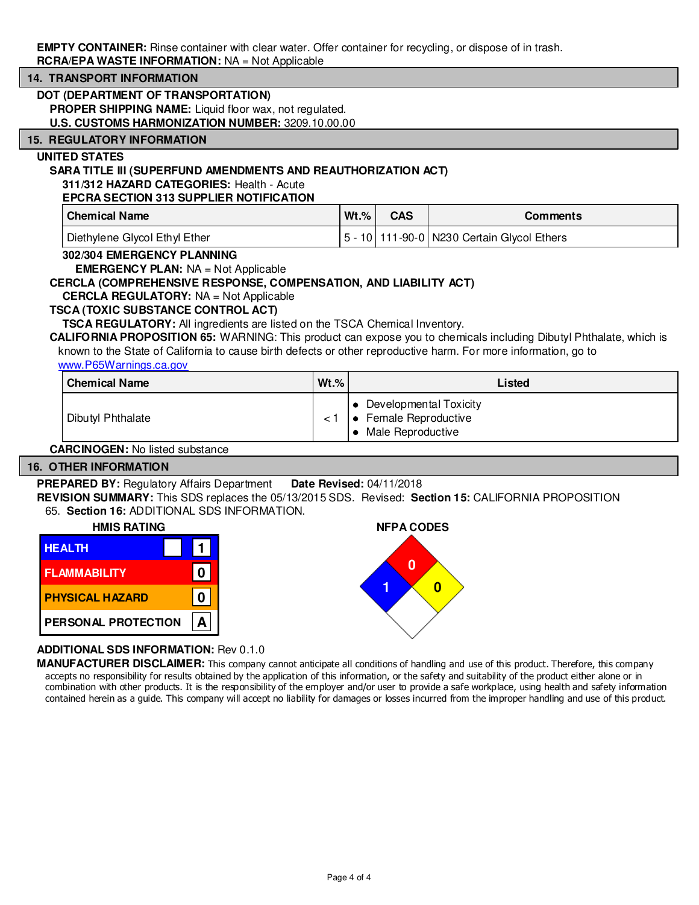**EMPTY CONTAINER:** Rinse container with clear water. Offer container for recycling, or dispose of in trash.
**RCRA/EPA WASTE INFORMATION:** NA = Not Applicable

## 14. TRANSPORT INFORMATION

**DOT (DEPARTMENT OF TRANSPORTATION)**

**PROPER SHIPPING NAME:** Liquid floor wax, not regulated.
**U.S. CUSTOMS HARMONIZATION NUMBER:** 3209.10.00.00

## 15. REGULATORY INFORMATION

**UNITED STATES**

**SARA TITLE III (SUPERFUND AMENDMENTS AND REAUTHORIZATION ACT)**

**311/312 HAZARD CATEGORIES:** Health - Acute
**EPCRA SECTION 313 SUPPLIER NOTIFICATION**

| Chemical Name | Wt.% | CAS | Comments |
|---|---|---|---|
| Diethylene Glycol Ethyl Ether | 5 - 10 | 111-90-0 | N230 Certain Glycol Ethers |

**302/304 EMERGENCY PLANNING**

**EMERGENCY PLAN:** NA = Not Applicable

**CERCLA (COMPREHENSIVE RESPONSE, COMPENSATION, AND LIABILITY ACT)**

**CERCLA REGULATORY:** NA = Not Applicable

**TSCA (TOXIC SUBSTANCE CONTROL ACT)**

**TSCA REGULATORY:** All ingredients are listed on the TSCA Chemical Inventory.

**CALIFORNIA PROPOSITION 65:** WARNING: This product can expose you to chemicals including Dibutyl Phthalate, which is known to the State of California to cause birth defects or other reproductive harm. For more information, go to www.P65Warnings.ca.gov

| Chemical Name | Wt.% | Listed |
|---|---|---|
| Dibutyl Phthalate | < 1 | • Developmental Toxicity<br>• Female Reproductive<br>• Male Reproductive |

**CARCINOGEN:** No listed substance

## 16. OTHER INFORMATION

**PREPARED BY:** Regulatory Affairs Department **Date Revised:** 04/11/2018
**REVISION SUMMARY:** This SDS replaces the 05/13/2015 SDS. Revised: **Section 15:** CALIFORNIA PROPOSITION 65. **Section 16:** ADDITIONAL SDS INFORMATION.

**HMIS RATING**

| | |
|---|---|
| HEALTH | 1 |
| FLAMMABILITY | 0 |
| PHYSICAL HAZARD | 0 |
| PERSONAL PROTECTION | A |

**NFPA CODES**

0
1
0

**ADDITIONAL SDS INFORMATION:** Rev 0.1.0
**MANUFACTURER DISCLAIMER:** This company cannot anticipate all conditions of handling and use of this product. Therefore, this company accepts no responsibility for results obtained by the application of this information, or the safety and suitability of the product either alone or in combination with other products. It is the responsibility of the employer and/or user to provide a safe workplace, using health and safety information contained herein as a guide. This company will accept no liability for damages or losses incurred from the improper handling and use of this product.